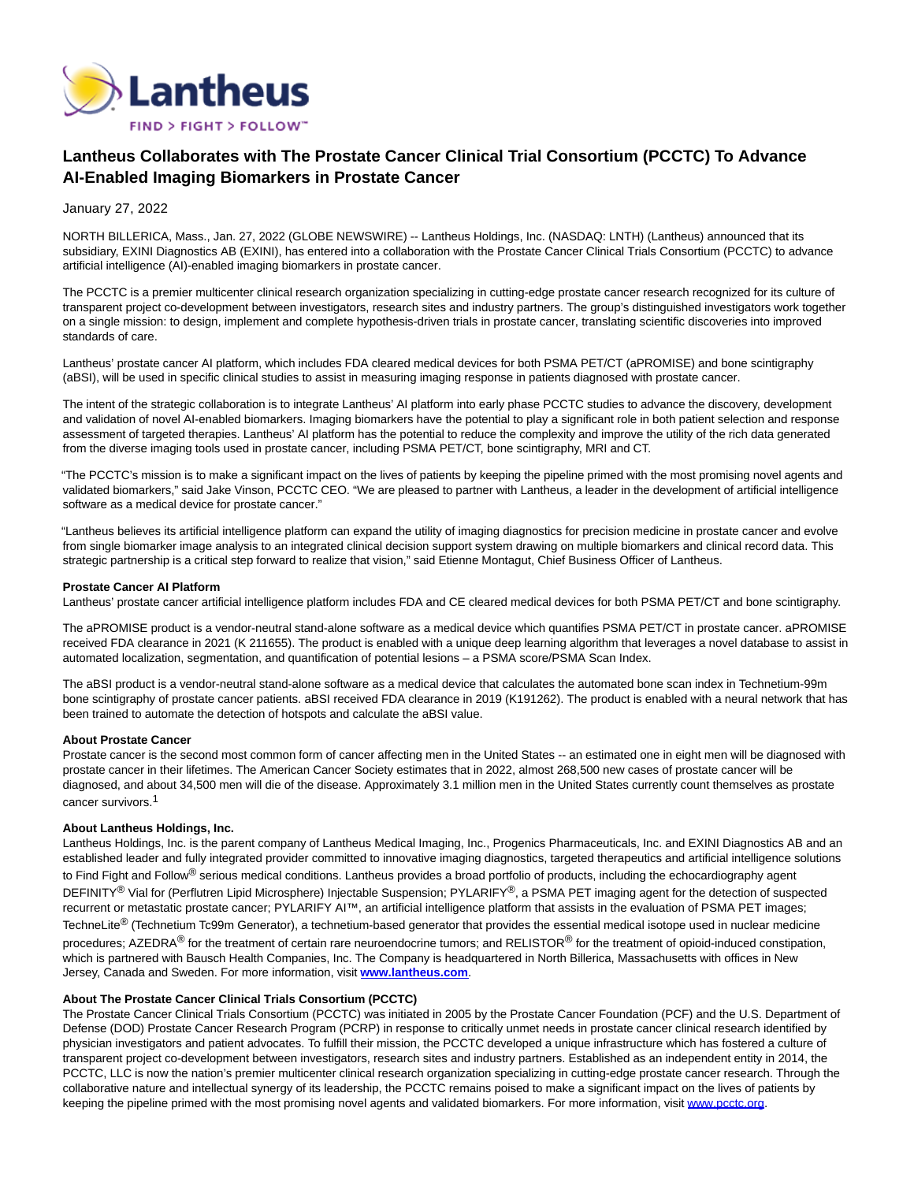# Lantheus Collaborates with The Prostate Cancer Clinical Trial Consortium (PCCTC) To Advance AI-Enabled Imaging Biomarkers in Prostate Cancer

January 27, 2022

NORTH BILLERICA, Mass., Jan. 27, 2022 (GLOBE NEWSWIRE) -- Lantheus Holdings, Inc. (NASDAQ: LNTH) (Lantheus) announced that its subsidiary, EXINI Diagnostics AB (EXINI), has entered into a collaboration with the Prostate Cancer Clinical Trials Consortium (PCCTC) to advance artificial intelligence (AI)-enabled imaging biomarkers in prostate cancer.

The PCCTC is a premier multicenter clinical research organization specializing in cutting-edge prostate cancer research recognized for its culture of transparent project co-development between investigators, research sites and industry partners. The group's distinguished investigators work together on a single mission: to design, implement and complete hypothesis-driven trials in prostate cancer, translating scientific discoveries into improved standards of care.

Lantheus' prostate cancer AI platform, which includes FDA cleared medical devices for both PSMA PET/CT (aPROMISE) and bone scintigraphy (aBSI), will be used in specific clinical studies to assist in measuring imaging response in patients diagnosed with prostate cancer.

The intent of the strategic collaboration is to integrate Lantheus' AI platform into early phase PCCTC studies to advance the discovery, development and validation of novel AI-enabled biomarkers. Imaging biomarkers have the potential to play a significant role in both patient selection and response assessment of targeted therapies. Lantheus' AI platform has the potential to reduce the complexity and improve the utility of the rich data generated from the diverse imaging tools used in prostate cancer, including PSMA PET/CT, bone scintigraphy, MRI and CT.

"The PCCTC's mission is to make a significant impact on the lives of patients by keeping the pipeline primed with the most promising novel agents and validated biomarkers," said Jake Vinson, PCCTC CEO. "We are pleased to partner with Lantheus, a leader in the development of artificial intelligence software as a medical device for prostate cancer."

"Lantheus believes its artificial intelligence platform can expand the utility of imaging diagnostics for precision medicine in prostate cancer and evolve from single biomarker image analysis to an integrated clinical decision support system drawing on multiple biomarkers and clinical record data. This strategic partnership is a critical step forward to realize that vision," said Etienne Montagut, Chief Business Officer of Lantheus.

**Prostate Cancer AI Platform**
Lantheus' prostate cancer artificial intelligence platform includes FDA and CE cleared medical devices for both PSMA PET/CT and bone scintigraphy.

The aPROMISE product is a vendor-neutral stand-alone software as a medical device which quantifies PSMA PET/CT in prostate cancer. aPROMISE received FDA clearance in 2021 (K 211655). The product is enabled with a unique deep learning algorithm that leverages a novel database to assist in automated localization, segmentation, and quantification of potential lesions – a PSMA score/PSMA Scan Index.

The aBSI product is a vendor-neutral stand-alone software as a medical device that calculates the automated bone scan index in Technetium-99m bone scintigraphy of prostate cancer patients. aBSI received FDA clearance in 2019 (K191262). The product is enabled with a neural network that has been trained to automate the detection of hotspots and calculate the aBSI value.

**About Prostate Cancer**
Prostate cancer is the second most common form of cancer affecting men in the United States -- an estimated one in eight men will be diagnosed with prostate cancer in their lifetimes. The American Cancer Society estimates that in 2022, almost 268,500 new cases of prostate cancer will be diagnosed, and about 34,500 men will die of the disease. Approximately 3.1 million men in the United States currently count themselves as prostate cancer survivors.[1]

**About Lantheus Holdings, Inc.**
Lantheus Holdings, Inc. is the parent company of Lantheus Medical Imaging, Inc., Progenics Pharmaceuticals, Inc. and EXINI Diagnostics AB and an established leader and fully integrated provider committed to innovative imaging diagnostics, targeted therapeutics and artificial intelligence solutions to Find Fight and Follow® serious medical conditions. Lantheus provides a broad portfolio of products, including the echocardiography agent DEFINITY® Vial for (Perflutren Lipid Microsphere) Injectable Suspension; PYLARIFY®, a PSMA PET imaging agent for the detection of suspected recurrent or metastatic prostate cancer; PYLARIFY AI™, an artificial intelligence platform that assists in the evaluation of PSMA PET images; TechneLite® (Technetium Tc99m Generator), a technetium-based generator that provides the essential medical isotope used in nuclear medicine procedures; AZEDRA® for the treatment of certain rare neuroendocrine tumors; and RELISTOR® for the treatment of opioid-induced constipation, which is partnered with Bausch Health Companies, Inc. The Company is headquartered in North Billerica, Massachusetts with offices in New Jersey, Canada and Sweden. For more information, visit **www.lantheus.com**.

**About The Prostate Cancer Clinical Trials Consortium (PCCTC)**
The Prostate Cancer Clinical Trials Consortium (PCCTC) was initiated in 2005 by the Prostate Cancer Foundation (PCF) and the U.S. Department of Defense (DOD) Prostate Cancer Research Program (PCRP) in response to critically unmet needs in prostate cancer clinical research identified by physician investigators and patient advocates. To fulfill their mission, the PCCTC developed a unique infrastructure which has fostered a culture of transparent project co-development between investigators, research sites and industry partners. Established as an independent entity in 2014, the PCCTC, LLC is now the nation's premier multicenter clinical research organization specializing in cutting-edge prostate cancer research. Through the collaborative nature and intellectual synergy of its leadership, the PCCTC remains poised to make a significant impact on the lives of patients by keeping the pipeline primed with the most promising novel agents and validated biomarkers. For more information, visit www.pcctc.org.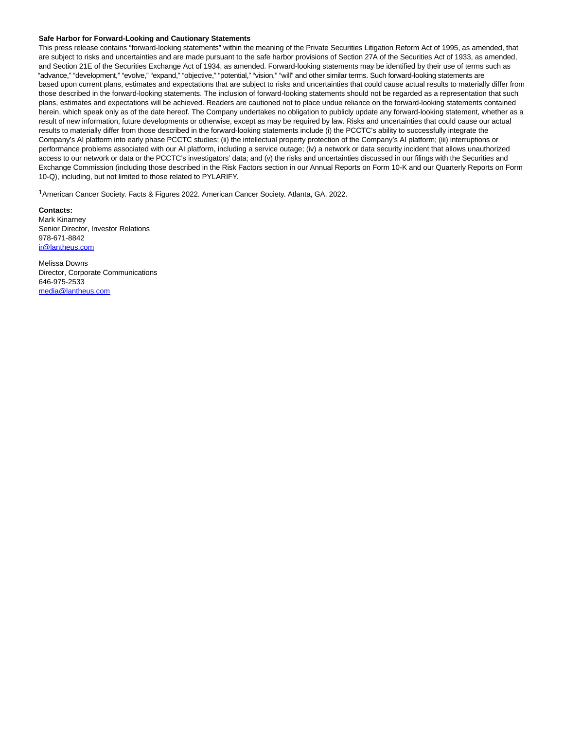**Safe Harbor for Forward-Looking and Cautionary Statements**

This press release contains "forward-looking statements" within the meaning of the Private Securities Litigation Reform Act of 1995, as amended, that are subject to risks and uncertainties and are made pursuant to the safe harbor provisions of Section 27A of the Securities Act of 1933, as amended, and Section 21E of the Securities Exchange Act of 1934, as amended. Forward-looking statements may be identified by their use of terms such as "advance," "development," "evolve," "expand," "objective," "potential," "vision," "will" and other similar terms. Such forward-looking statements are based upon current plans, estimates and expectations that are subject to risks and uncertainties that could cause actual results to materially differ from those described in the forward-looking statements. The inclusion of forward-looking statements should not be regarded as a representation that such plans, estimates and expectations will be achieved. Readers are cautioned not to place undue reliance on the forward-looking statements contained herein, which speak only as of the date hereof. The Company undertakes no obligation to publicly update any forward-looking statement, whether as a result of new information, future developments or otherwise, except as may be required by law. Risks and uncertainties that could cause our actual results to materially differ from those described in the forward-looking statements include (i) the PCCTC's ability to successfully integrate the Company's AI platform into early phase PCCTC studies; (ii) the intellectual property protection of the Company's AI platform; (iii) interruptions or performance problems associated with our AI platform, including a service outage; (iv) a network or data security incident that allows unauthorized access to our network or data or the PCCTC's investigators' data; and (v) the risks and uncertainties discussed in our filings with the Securities and Exchange Commission (including those described in the Risk Factors section in our Annual Reports on Form 10-K and our Quarterly Reports on Form 10-Q), including, but not limited to those related to PYLARIFY.

[1]American Cancer Society. Facts & Figures 2022. American Cancer Society. Atlanta, GA. 2022.

**Contacts:**

Mark Kinarney
Senior Director, Investor Relations
978-671-8842
ir@lantheus.com

Melissa Downs
Director, Corporate Communications
646-975-2533
media@lantheus.com